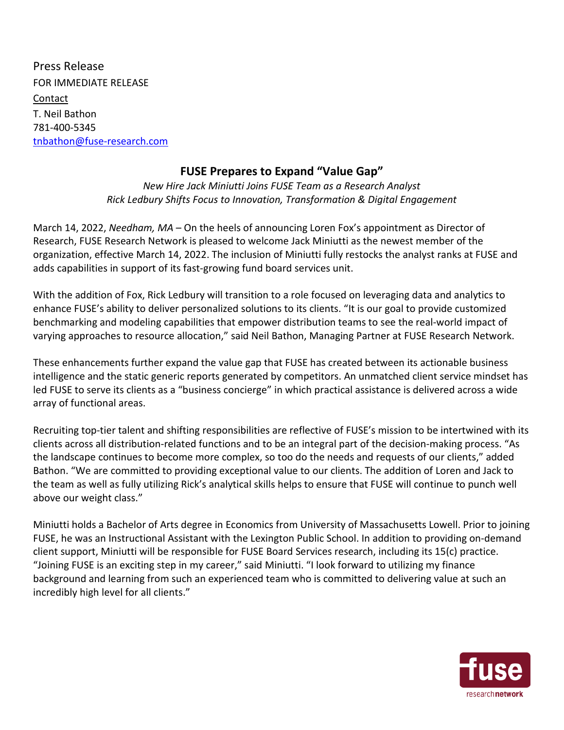Press Release

FOR IMMEDIATE RELEASE

Contact

T. Neil Bathon

781-400-5345

tnbathon@fuse-research.com

## FUSE Prepares to Expand "Value Gap"

*New Hire Jack Miniutti Joins FUSE Team as a Research Analyst*

*Rick Ledbury Shifts Focus to Innovation, Transformation & Digital Engagement*

March 14, 2022, *Needham, MA* – On the heels of announcing Loren Fox's appointment as Director of Research, FUSE Research Network is pleased to welcome Jack Miniutti as the newest member of the organization, effective March 14, 2022. The inclusion of Miniutti fully restocks the analyst ranks at FUSE and adds capabilities in support of its fast-growing fund board services unit.

With the addition of Fox, Rick Ledbury will transition to a role focused on leveraging data and analytics to enhance FUSE's ability to deliver personalized solutions to its clients. "It is our goal to provide customized benchmarking and modeling capabilities that empower distribution teams to see the real-world impact of varying approaches to resource allocation," said Neil Bathon, Managing Partner at FUSE Research Network.

These enhancements further expand the value gap that FUSE has created between its actionable business intelligence and the static generic reports generated by competitors. An unmatched client service mindset has led FUSE to serve its clients as a "business concierge" in which practical assistance is delivered across a wide array of functional areas.

Recruiting top-tier talent and shifting responsibilities are reflective of FUSE's mission to be intertwined with its clients across all distribution-related functions and to be an integral part of the decision-making process. "As the landscape continues to become more complex, so too do the needs and requests of our clients," added Bathon. "We are committed to providing exceptional value to our clients. The addition of Loren and Jack to the team as well as fully utilizing Rick's analytical skills helps to ensure that FUSE will continue to punch well above our weight class."

Miniutti holds a Bachelor of Arts degree in Economics from University of Massachusetts Lowell. Prior to joining FUSE, he was an Instructional Assistant with the Lexington Public School. In addition to providing on-demand client support, Miniutti will be responsible for FUSE Board Services research, including its 15(c) practice. "Joining FUSE is an exciting step in my career," said Miniutti. "I look forward to utilizing my finance background and learning from such an experienced team who is committed to delivering value at such an incredibly high level for all clients."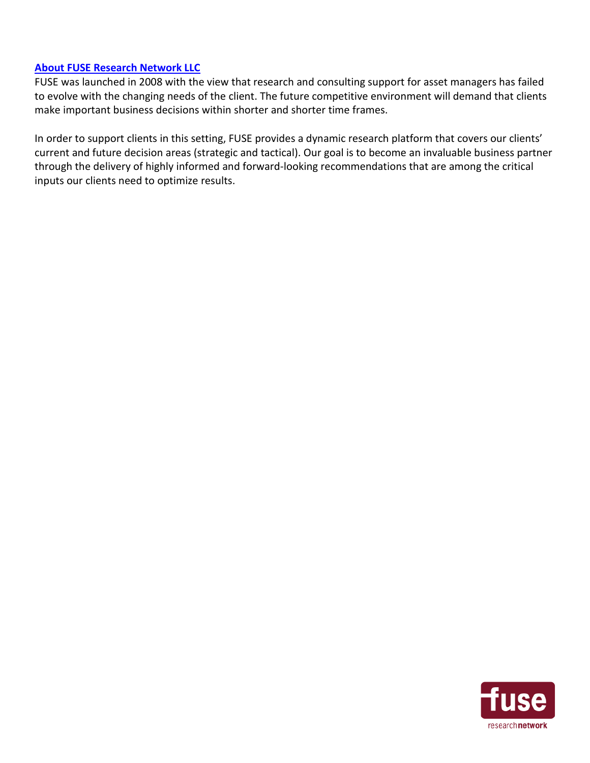**About FUSE Research Network LLC**

FUSE was launched in 2008 with the view that research and consulting support for asset managers has failed to evolve with the changing needs of the client. The future competitive environment will demand that clients make important business decisions within shorter and shorter time frames.

In order to support clients in this setting, FUSE provides a dynamic research platform that covers our clients' current and future decision areas (strategic and tactical). Our goal is to become an invaluable business partner through the delivery of highly informed and forward-looking recommendations that are among the critical inputs our clients need to optimize results.